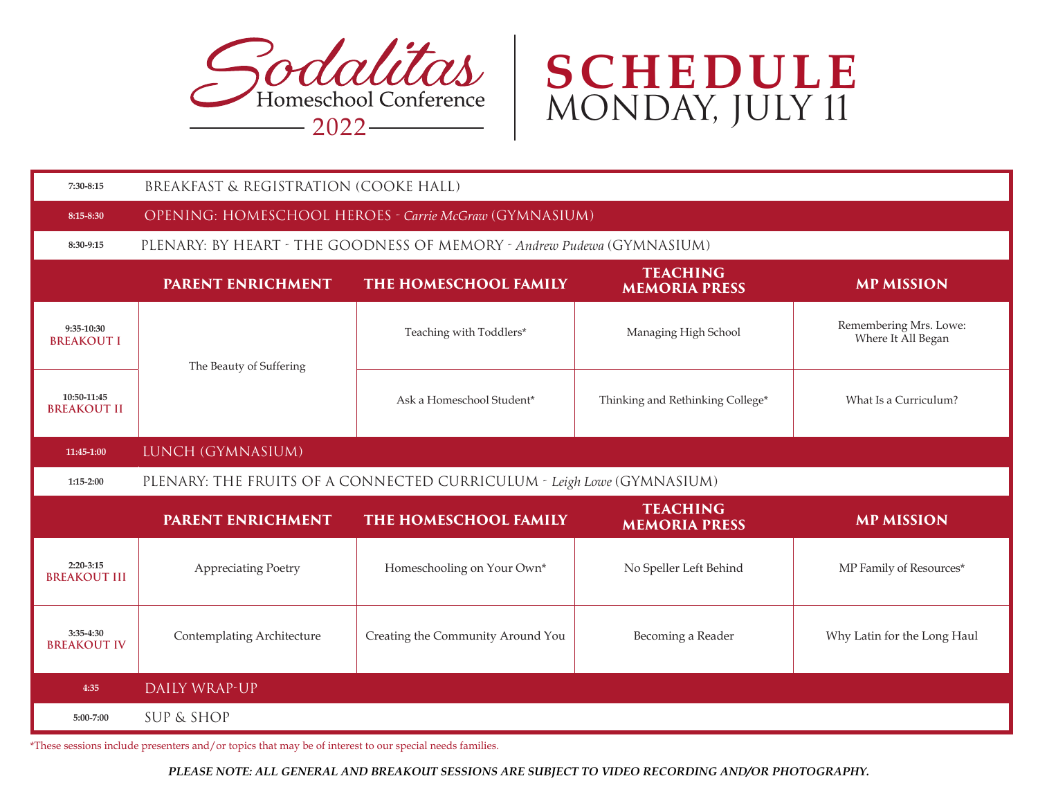# Sodalitas Homeschool Conference 2022

# SCHEDULE
## MONDAY, JULY 11

| | | | | |
|---|---|---|---|---|
| 7:30-8:15 | BREAKFAST & REGISTRATION (COOKE HALL) | | | |
| 8:15-8:30 | OPENING: HOMESCHOOL HEROES - *Carrie McGraw* (GYMNASIUM) | | | |
| 8:30-9:15 | PLENARY: BY HEART - THE GOODNESS OF MEMORY - *Andrew Pudewa* (GYMNASIUM) | | | |
| | **PARENT ENRICHMENT** | **THE HOMESCHOOL FAMILY** | **TEACHING MEMORIA PRESS** | **MP MISSION** |
| 9:35-10:30 BREAKOUT I | The Beauty of Suffering | Teaching with Toddlers* | Managing High School | Remembering Mrs. Lowe: Where It All Began |
| 10:50-11:45 BREAKOUT II | | Ask a Homeschool Student* | Thinking and Rethinking College* | What Is a Curriculum? |
| 11:45-1:00 | LUNCH (GYMNASIUM) | | | |
| 1:15-2:00 | PLENARY: THE FRUITS OF A CONNECTED CURRICULUM - *Leigh Lowe* (GYMNASIUM) | | | |
| | **PARENT ENRICHMENT** | **THE HOMESCHOOL FAMILY** | **TEACHING MEMORIA PRESS** | **MP MISSION** |
| 2:20-3:15 BREAKOUT III | Appreciating Poetry | Homeschooling on Your Own* | No Speller Left Behind | MP Family of Resources* |
| 3:35-4:30 BREAKOUT IV | Contemplating Architecture | Creating the Community Around You | Becoming a Reader | Why Latin for the Long Haul |
| 4:35 | DAILY WRAP-UP | | | |
| 5:00-7:00 | SUP & SHOP | | | |

*These sessions include presenters and/or topics that may be of interest to our special needs families.

***PLEASE NOTE: ALL GENERAL AND BREAKOUT SESSIONS ARE SUBJECT TO VIDEO RECORDING AND/OR PHOTOGRAPHY.***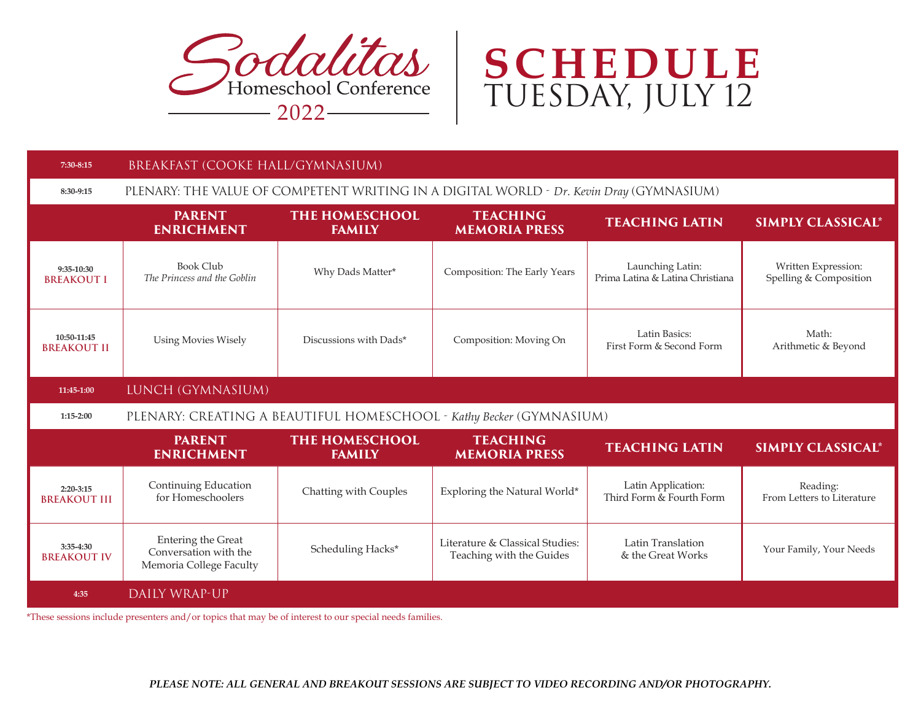# Sodalitas Homeschool Conference 2022

# SCHEDULE
## TUESDAY, JULY 12

| | | | | | |
|---|---|---|---|---|---|
| 7:30-8:15 | BREAKFAST (COOKE HALL/GYMNASIUM) | | | | |
| 8:30-9:15 | PLENARY: THE VALUE OF COMPETENT WRITING IN A DIGITAL WORLD - *Dr. Kevin Dray* (GYMNASIUM) | | | | |
| | **PARENT ENRICHMENT** | **THE HOMESCHOOL FAMILY** | **TEACHING MEMORIA PRESS** | **TEACHING LATIN** | **SIMPLY CLASSICAL*** |
| 9:35-10:30 BREAKOUT I | Book Club *The Princess and the Goblin* | Why Dads Matter* | Composition: The Early Years | Launching Latin: Prima Latina & Latina Christiana | Written Expression: Spelling & Composition |
| 10:50-11:45 BREAKOUT II | Using Movies Wisely | Discussions with Dads* | Composition: Moving On | Latin Basics: First Form & Second Form | Math: Arithmetic & Beyond |
| 11:45-1:00 | LUNCH (GYMNASIUM) | | | | |
| 1:15-2:00 | PLENARY: CREATING A BEAUTIFUL HOMESCHOOL - *Kathy Becker* (GYMNASIUM) | | | | |
| | **PARENT ENRICHMENT** | **THE HOMESCHOOL FAMILY** | **TEACHING MEMORIA PRESS** | **TEACHING LATIN** | **SIMPLY CLASSICAL*** |
| 2:20-3:15 BREAKOUT III | Continuing Education for Homeschoolers | Chatting with Couples | Exploring the Natural World* | Latin Application: Third Form & Fourth Form | Reading: From Letters to Literature |
| 3:35-4:30 BREAKOUT IV | Entering the Great Conversation with the Memoria College Faculty | Scheduling Hacks* | Literature & Classical Studies: Teaching with the Guides | Latin Translation & the Great Works | Your Family, Your Needs |
| 4:35 | DAILY WRAP-UP | | | | |

*These sessions include presenters and/or topics that may be of interest to our special needs families.

***PLEASE NOTE: ALL GENERAL AND BREAKOUT SESSIONS ARE SUBJECT TO VIDEO RECORDING AND/OR PHOTOGRAPHY.***